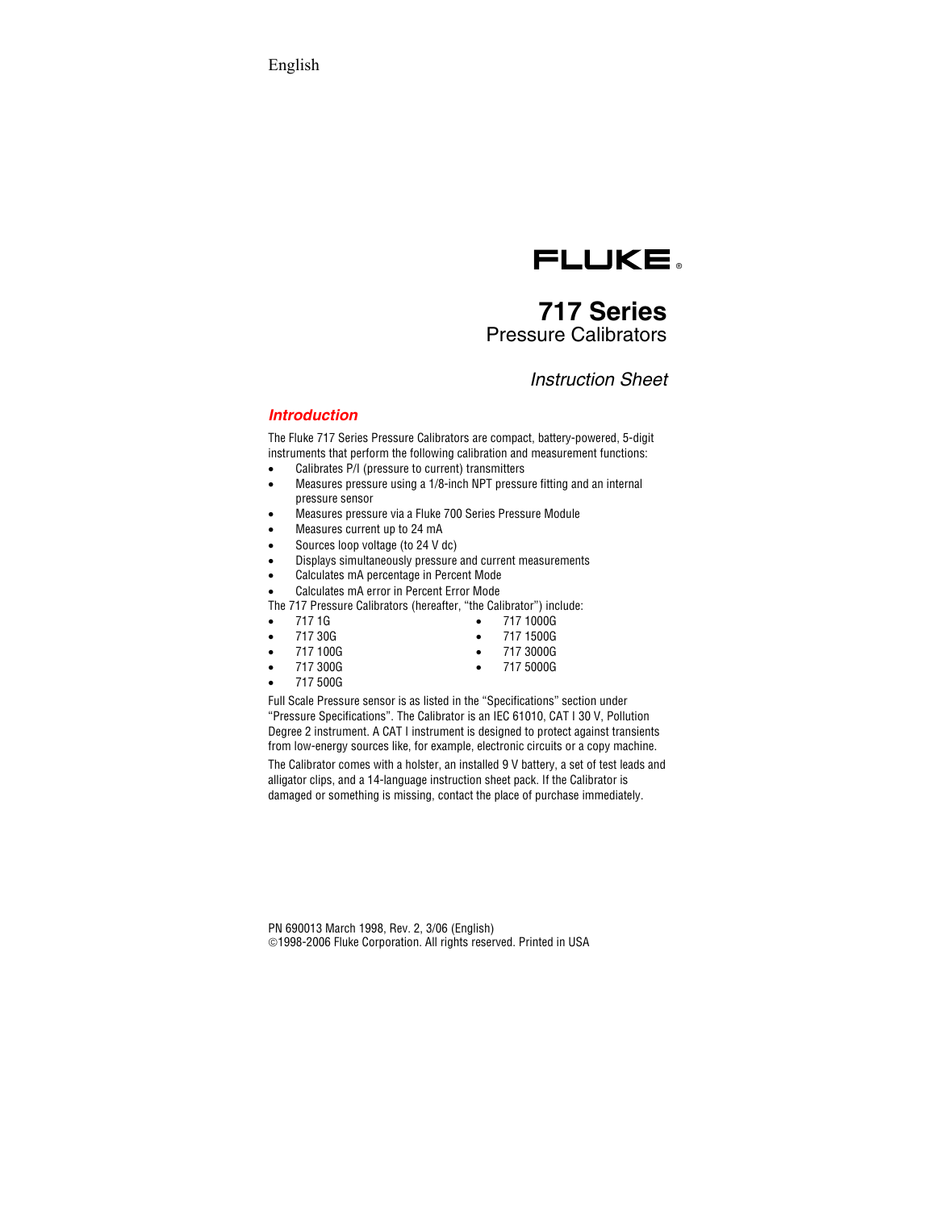English

FLUKE®

# 717 Series

Pressure Calibrators

*Instruction Sheet*

## *Introduction*

The Fluke 717 Series Pressure Calibrators are compact, battery-powered, 5-digit instruments that perform the following calibration and measurement functions:

- Calibrates P/I (pressure to current) transmitters
- Measures pressure using a 1/8-inch NPT pressure fitting and an internal pressure sensor
- Measures pressure via a Fluke 700 Series Pressure Module
- Measures current up to 24 mA
- Sources loop voltage (to 24 V dc)
- Displays simultaneously pressure and current measurements
- Calculates mA percentage in Percent Mode
- Calculates mA error in Percent Error Mode

The 717 Pressure Calibrators (hereafter, "the Calibrator") include:

- 717 1G
- 717 30G
- 717 100G
- 717 300G
- 717 500G
- 717 1000G
- 717 1500G
- 717 3000G
- 717 5000G

Full Scale Pressure sensor is as listed in the "Specifications" section under "Pressure Specifications". The Calibrator is an IEC 61010, CAT I 30 V, Pollution Degree 2 instrument. A CAT I instrument is designed to protect against transients from low-energy sources like, for example, electronic circuits or a copy machine.

The Calibrator comes with a holster, an installed 9 V battery, a set of test leads and alligator clips, and a 14-language instruction sheet pack. If the Calibrator is damaged or something is missing, contact the place of purchase immediately.

PN 690013 March 1998, Rev. 2, 3/06 (English)
©1998-2006 Fluke Corporation. All rights reserved. Printed in USA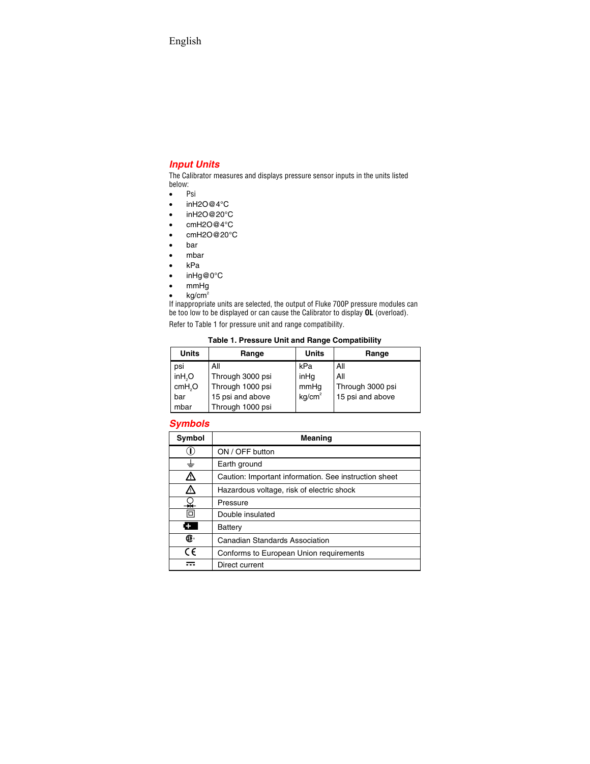English

## Input Units

The Calibrator measures and displays pressure sensor inputs in the units listed below:

- Psi
- inH2O@4°C
- inH2O@20°C
- cmH2O@4°C
- cmH2O@20°C
- bar
- mbar
- kPa
- inHg@0°C
- mmHg
- kg/cm²

If inappropriate units are selected, the output of Fluke 700P pressure modules can be too low to be displayed or can cause the Calibrator to display **OL** (overload).

Refer to Table 1 for pressure unit and range compatibility.

**Table 1. Pressure Unit and Range Compatibility**

| Units | Range | Units | Range |
|---|---|---|---|
| psi | All | kPa | All |
| $inH_2O$ | Through 3000 psi | inHg | All |
| $cmH_2O$ | Through 1000 psi | mmHg | Through 3000 psi |
| bar | 15 psi and above | kg/cm² | 15 psi and above |
| mbar | Through 1000 psi | | |

## Symbols

| Symbol | Meaning |
|---|---|
| ⏼ | ON / OFF button |
| ⏚ | Earth ground |
| ⚠ | Caution: Important information. See instruction sheet |
| ⚠ | Hazardous voltage, risk of electric shock |
| | Pressure |
| ⧈ | Double insulated |
| | Battery |
| | Canadian Standards Association |
| CE | Conforms to European Union requirements |
| ⎓ | Direct current |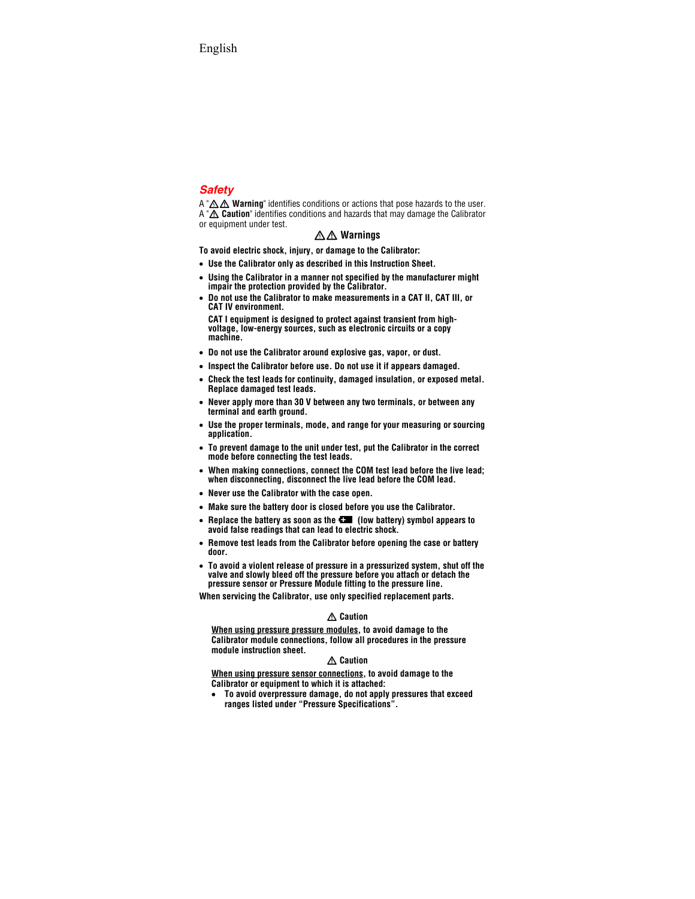## Safety

A "⚠⚠ **Warning**" identifies conditions or actions that pose hazards to the user. A "⚠ **Caution**" identifies conditions and hazards that may damage the Calibrator or equipment under test.

### ⚠⚠ Warnings

**To avoid electric shock, injury, or damage to the Calibrator:**

- **Use the Calibrator only as described in this Instruction Sheet.**
- **Using the Calibrator in a manner not specified by the manufacturer might impair the protection provided by the Calibrator.**
- **Do not use the Calibrator to make measurements in a CAT II, CAT III, or CAT IV environment.**

  **CAT I equipment is designed to protect against transient from high-voltage, low-energy sources, such as electronic circuits or a copy machine.**
- **Do not use the Calibrator around explosive gas, vapor, or dust.**
- **Inspect the Calibrator before use. Do not use it if appears damaged.**
- **Check the test leads for continuity, damaged insulation, or exposed metal. Replace damaged test leads.**
- **Never apply more than 30 V between any two terminals, or between any terminal and earth ground.**
- **Use the proper terminals, mode, and range for your measuring or sourcing application.**
- **To prevent damage to the unit under test, put the Calibrator in the correct mode before connecting the test leads.**
- **When making connections, connect the COM test lead before the live lead; when disconnecting, disconnect the live lead before the COM lead.**
- **Never use the Calibrator with the case open.**
- **Make sure the battery door is closed before you use the Calibrator.**
- **Replace the battery as soon as the (low battery) symbol appears to avoid false readings that can lead to electric shock.**
- **Remove test leads from the Calibrator before opening the case or battery door.**
- **To avoid a violent release of pressure in a pressurized system, shut off the valve and slowly bleed off the pressure before you attach or detach the pressure sensor or Pressure Module fitting to the pressure line.**

**When servicing the Calibrator, use only specified replacement parts.**

### ⚠ Caution

**<u>When using pressure pressure modules</u>, to avoid damage to the Calibrator module connections, follow all procedures in the pressure module instruction sheet.**

### ⚠ Caution

**<u>When using pressure sensor connections</u>, to avoid damage to the Calibrator or equipment to which it is attached:**

- **To avoid overpressure damage, do not apply pressures that exceed ranges listed under "Pressure Specifications".**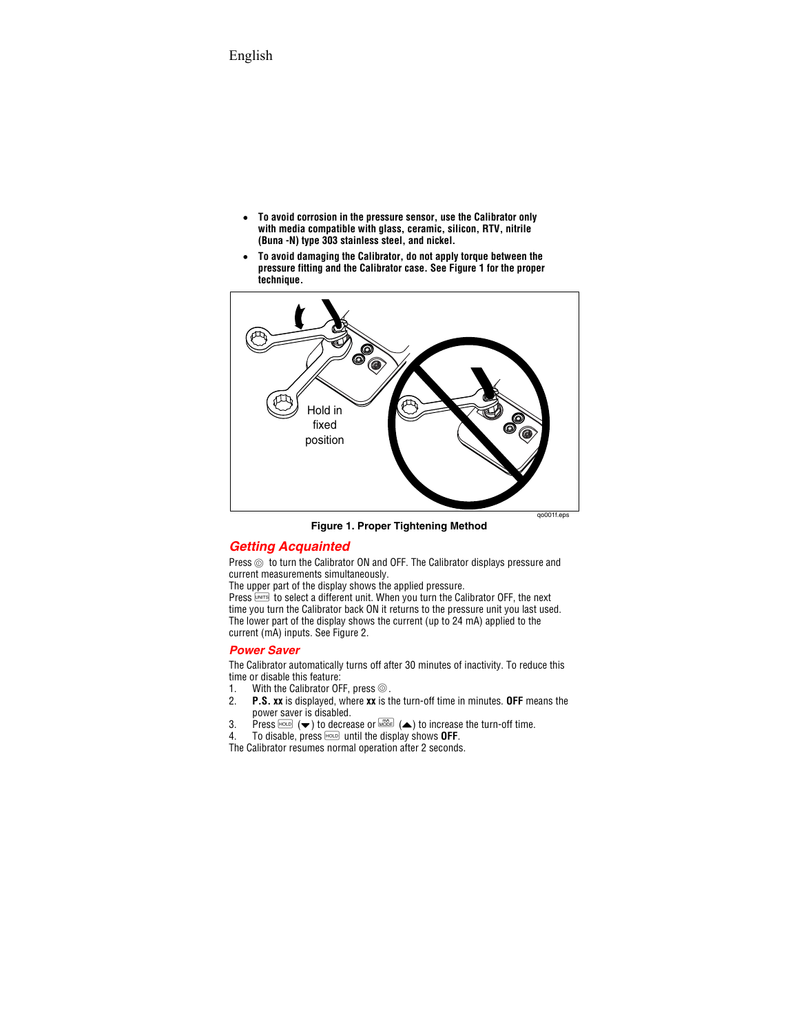- **To avoid corrosion in the pressure sensor, use the Calibrator only with media compatible with glass, ceramic, silicon, RTV, nitrile (Buna -N) type 303 stainless steel, and nickel.**
- **To avoid damaging the Calibrator, do not apply torque between the pressure fitting and the Calibrator case. See Figure 1 for the proper technique.**

**Figure 1. Proper Tightening Method**

## Getting Acquainted

Press ◎ to turn the Calibrator ON and OFF. The Calibrator displays pressure and current measurements simultaneously.

The upper part of the display shows the applied pressure.

Press UNITS to select a different unit. When you turn the Calibrator OFF, the next time you turn the Calibrator back ON it returns to the pressure unit you last used.

The lower part of the display shows the current (up to 24 mA) applied to the current (mA) inputs. See Figure 2.

### Power Saver

The Calibrator automatically turns off after 30 minutes of inactivity. To reduce this time or disable this feature:

1. With the Calibrator OFF, press ◎.
2. **P.S. xx** is displayed, where **xx** is the turn-off time in minutes. **OFF** means the power saver is disabled.
3. Press HOLD (▼) to decrease or mA MODE (▲) to increase the turn-off time.
4. To disable, press HOLD until the display shows **OFF**.

The Calibrator resumes normal operation after 2 seconds.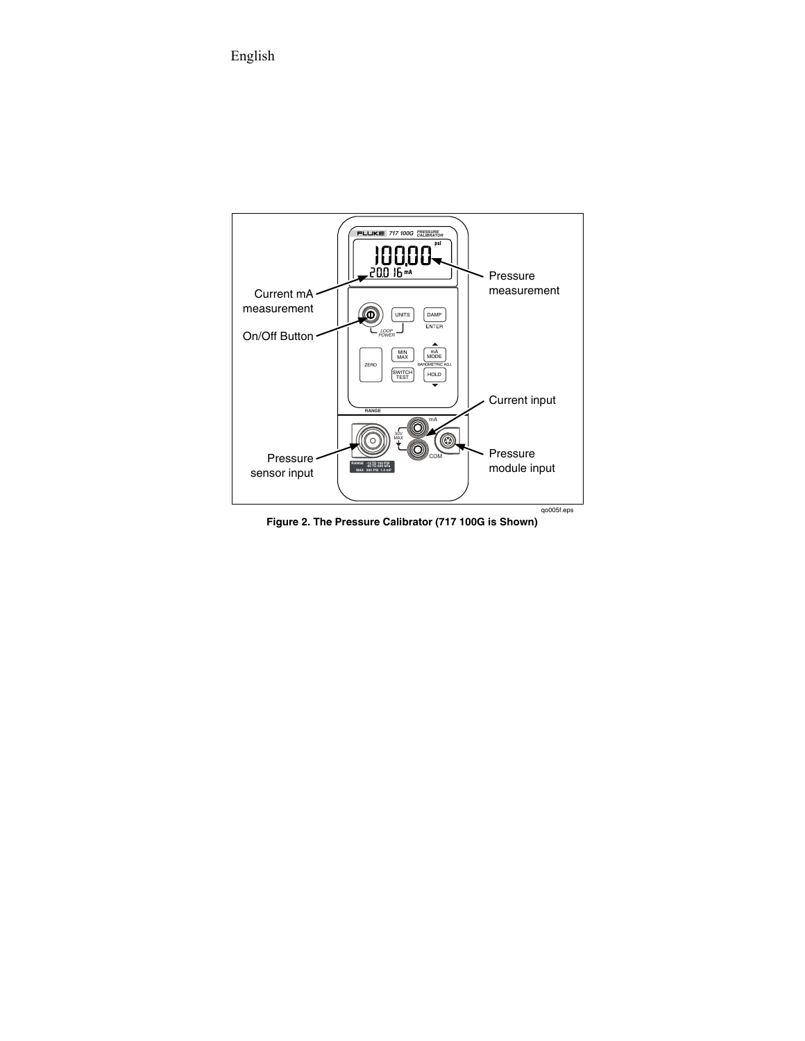Figure 2. The Pressure Calibrator (717 100G is Shown)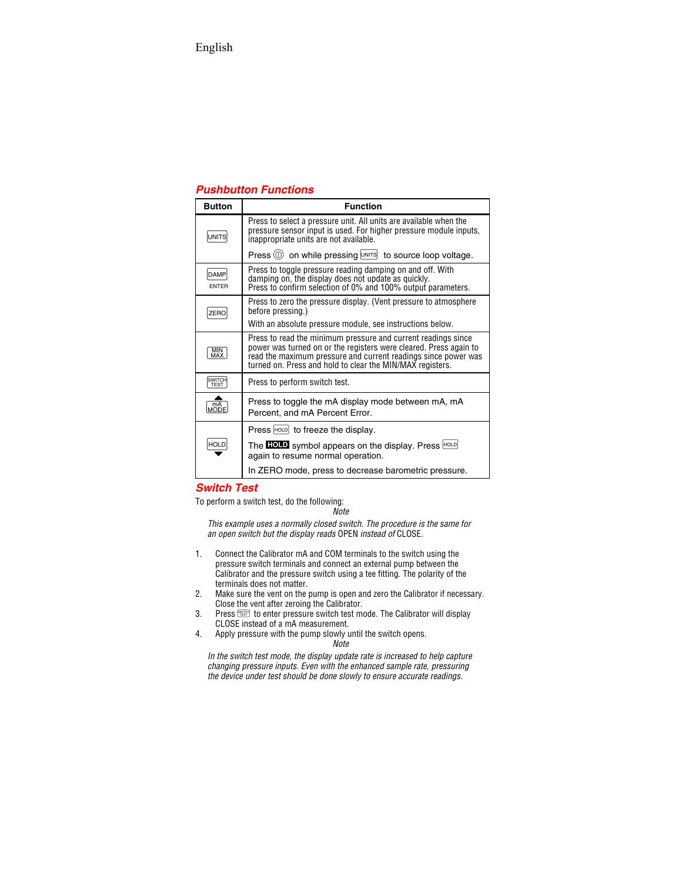## Pushbutton Functions

| Button | Function |
|---|---|
| UNITS | Press to select a pressure unit. All units are available when the pressure sensor input is used. For higher pressure module inputs, inappropriate units are not available.<br><br>Press ⓘ on while pressing UNITS to source loop voltage. |
| DAMP ENTER | Press to toggle pressure reading damping on and off. With damping on, the display does not update as quickly.<br>Press to confirm selection of 0% and 100% output parameters. |
| ZERO | Press to zero the pressure display. (Vent pressure to atmosphere before pressing.)<br><br>With an absolute pressure module, see instructions below. |
| MIN MAX | Press to read the minimum pressure and current readings since power was turned on or the registers were cleared. Press again to read the maximum pressure and current readings since power was turned on. Press and hold to clear the MIN/MAX registers. |
| SWITCH TEST | Press to perform switch test. |
| ▲ mA MODE | Press to toggle the mA display mode between mA, mA Percent, and mA Percent Error. |
| HOLD ▼ | Press HOLD to freeze the display.<br><br>The **HOLD** symbol appears on the display. Press HOLD again to resume normal operation.<br><br>In ZERO mode, press to decrease barometric pressure. |

## Switch Test

To perform a switch test, do the following:

*Note*

*This example uses a normally closed switch. The procedure is the same for an open switch but the display reads* OPEN *instead of* CLOSE.

1. Connect the Calibrator mA and COM terminals to the switch using the pressure switch terminals and connect an external pump between the Calibrator and the pressure switch using a tee fitting. The polarity of the terminals does not matter.
2. Make sure the vent on the pump is open and zero the Calibrator if necessary. Close the vent after zeroing the Calibrator.
3. Press SWITCH TEST to enter pressure switch test mode. The Calibrator will display CLOSE instead of a mA measurement.
4. Apply pressure with the pump slowly until the switch opens.

*Note*

*In the switch test mode, the display update rate is increased to help capture changing pressure inputs. Even with the enhanced sample rate, pressuring the device under test should be done slowly to ensure accurate readings.*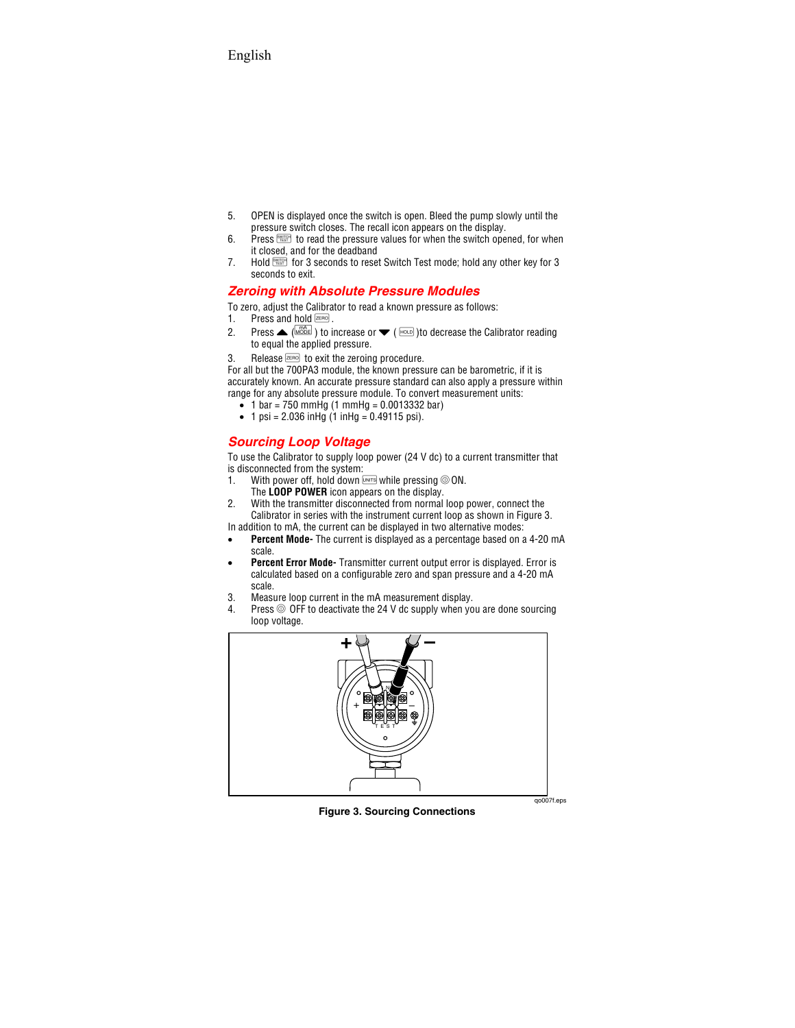5. OPEN is displayed once the switch is open. Bleed the pump slowly until the pressure switch closes. The recall icon appears on the display.
6. Press SWITCH TEST to read the pressure values for when the switch opened, for when it closed, and for the deadband
7. Hold SWITCH TEST for 3 seconds to reset Switch Test mode; hold any other key for 3 seconds to exit.

## Zeroing with Absolute Pressure Modules

To zero, adjust the Calibrator to read a known pressure as follows:

1. Press and hold ZERO.
2. Press ▲ (mA MODE) to increase or ▼ (HOLD) to decrease the Calibrator reading to equal the applied pressure.
3. Release ZERO to exit the zeroing procedure.

For all but the 700PA3 module, the known pressure can be barometric, if it is accurately known. An accurate pressure standard can also apply a pressure within range for any absolute pressure module. To convert measurement units:

- 1 bar = 750 mmHg (1 mmHg = 0.0013332 bar)
- 1 psi = 2.036 inHg (1 inHg = 0.49115 psi).

## Sourcing Loop Voltage

To use the Calibrator to supply loop power (24 V dc) to a current transmitter that is disconnected from the system:

1. With power off, hold down UNITS while pressing ◎ ON.
   The **LOOP POWER** icon appears on the display.
2. With the transmitter disconnected from normal loop power, connect the Calibrator in series with the instrument current loop as shown in Figure 3.

In addition to mA, the current can be displayed in two alternative modes:

- **Percent Mode-** The current is displayed as a percentage based on a 4-20 mA scale.
- **Percent Error Mode-** Transmitter current output error is displayed. Error is calculated based on a configurable zero and span pressure and a 4-20 mA scale.

3. Measure loop current in the mA measurement display.
4. Press ◎ OFF to deactivate the 24 V dc supply when you are done sourcing loop voltage.

qo007f.eps

**Figure 3. Sourcing Connections**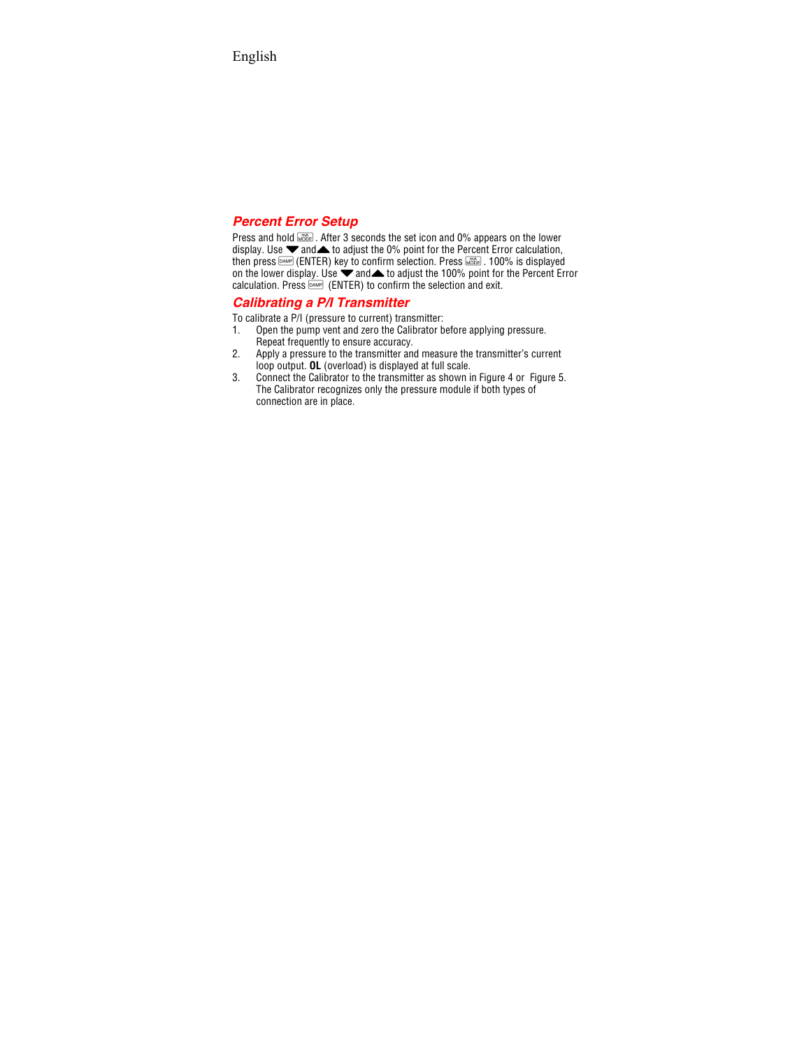## Percent Error Setup

Press and hold [mA MODE]. After 3 seconds the set icon and 0% appears on the lower display. Use ▼ and ▲ to adjust the 0% point for the Percent Error calculation, then press [DAMP] (ENTER) key to confirm selection. Press [mA MODE]. 100% is displayed on the lower display. Use ▼ and ▲ to adjust the 100% point for the Percent Error calculation. Press [DAMP] (ENTER) to confirm the selection and exit.

## Calibrating a P/I Transmitter

To calibrate a P/I (pressure to current) transmitter:

1. Open the pump vent and zero the Calibrator before applying pressure. Repeat frequently to ensure accuracy.
2. Apply a pressure to the transmitter and measure the transmitter's current loop output. **OL** (overload) is displayed at full scale.
3. Connect the Calibrator to the transmitter as shown in Figure 4 or Figure 5. The Calibrator recognizes only the pressure module if both types of connection are in place.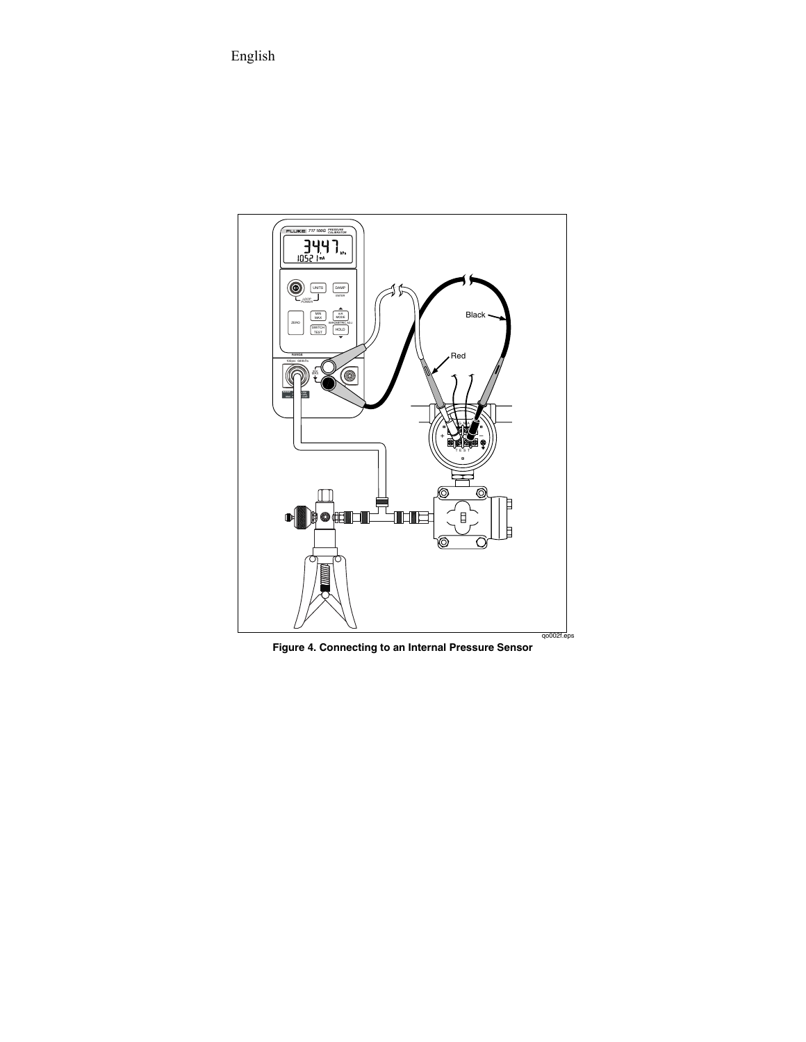Figure 4. Connecting to an Internal Pressure Sensor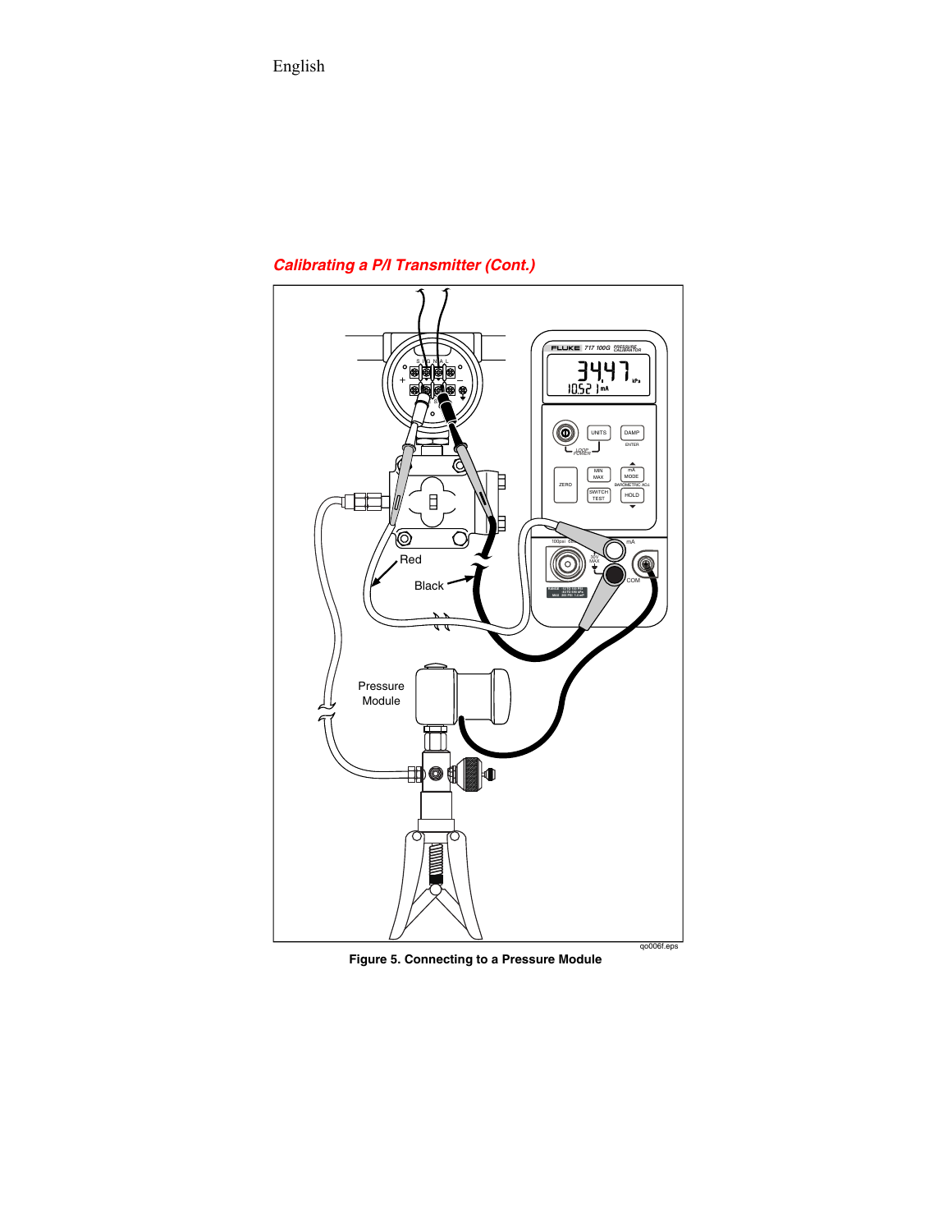## *Calibrating a P/I Transmitter (Cont.)*

**Figure 5. Connecting to a Pressure Module**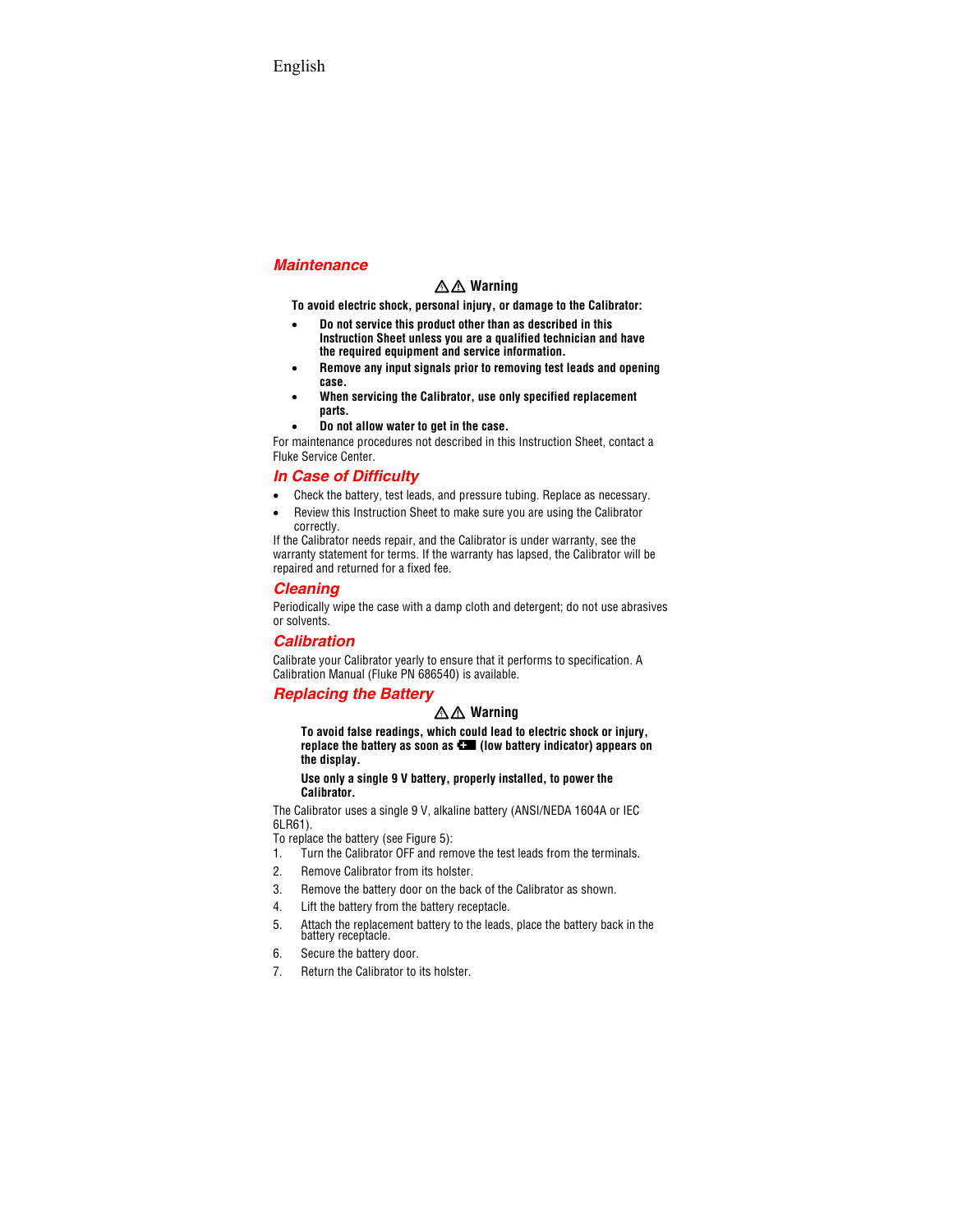## Maintenance

**⚠⚠ Warning**

**To avoid electric shock, personal injury, or damage to the Calibrator:**

- **Do not service this product other than as described in this Instruction Sheet unless you are a qualified technician and have the required equipment and service information.**
- **Remove any input signals prior to removing test leads and opening case.**
- **When servicing the Calibrator, use only specified replacement parts.**
- **Do not allow water to get in the case.**

For maintenance procedures not described in this Instruction Sheet, contact a Fluke Service Center.

## In Case of Difficulty

- Check the battery, test leads, and pressure tubing. Replace as necessary.
- Review this Instruction Sheet to make sure you are using the Calibrator correctly.

If the Calibrator needs repair, and the Calibrator is under warranty, see the warranty statement for terms. If the warranty has lapsed, the Calibrator will be repaired and returned for a fixed fee.

## Cleaning

Periodically wipe the case with a damp cloth and detergent; do not use abrasives or solvents.

## Calibration

Calibrate your Calibrator yearly to ensure that it performs to specification. A Calibration Manual (Fluke PN 686540) is available.

## Replacing the Battery

**⚠⚠ Warning**

**To avoid false readings, which could lead to electric shock or injury, replace the battery as soon as (low battery indicator) appears on the display.**

**Use only a single 9 V battery, properly installed, to power the Calibrator.**

The Calibrator uses a single 9 V, alkaline battery (ANSI/NEDA 1604A or IEC 6LR61).

To replace the battery (see Figure 5):

1. Turn the Calibrator OFF and remove the test leads from the terminals.
2. Remove Calibrator from its holster.
3. Remove the battery door on the back of the Calibrator as shown.
4. Lift the battery from the battery receptacle.
5. Attach the replacement battery to the leads, place the battery back in the battery receptacle.
6. Secure the battery door.
7. Return the Calibrator to its holster.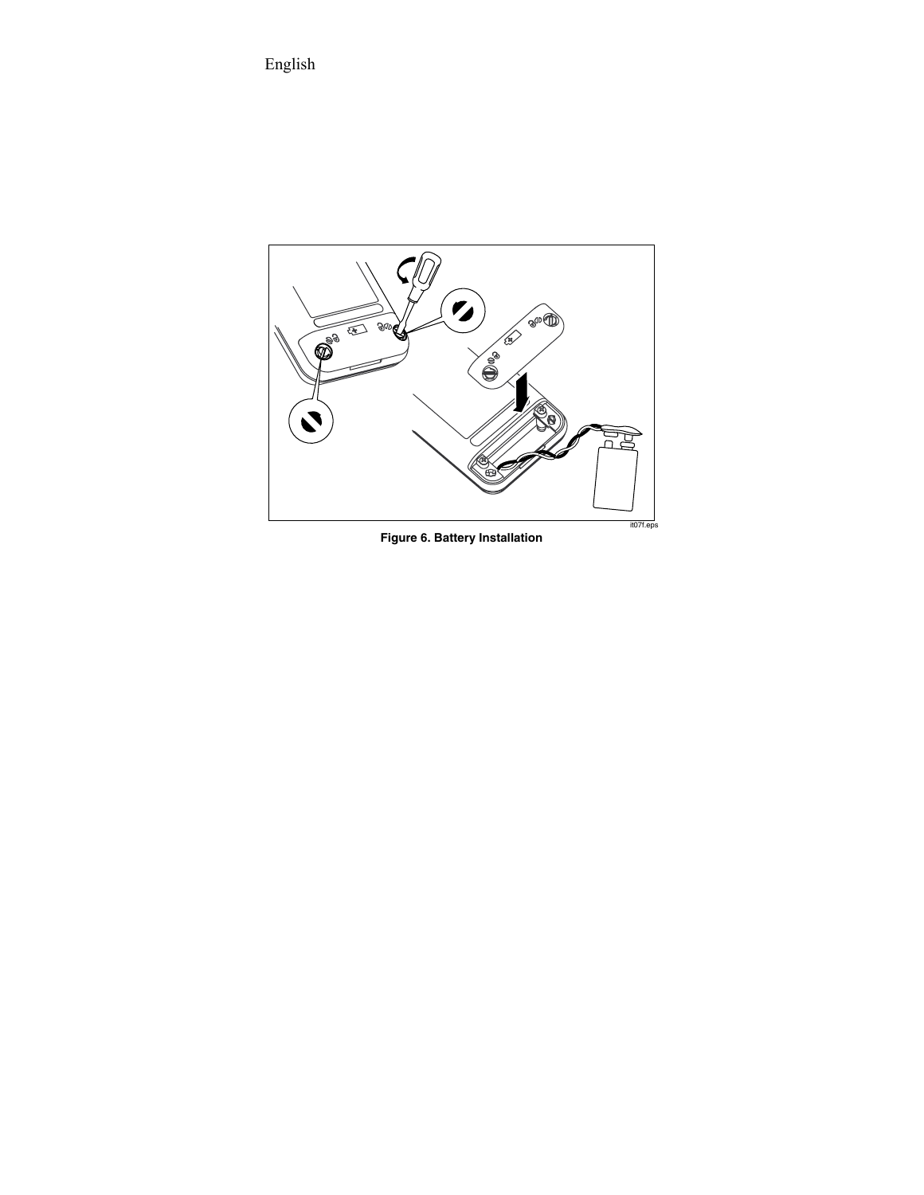Figure 6. Battery Installation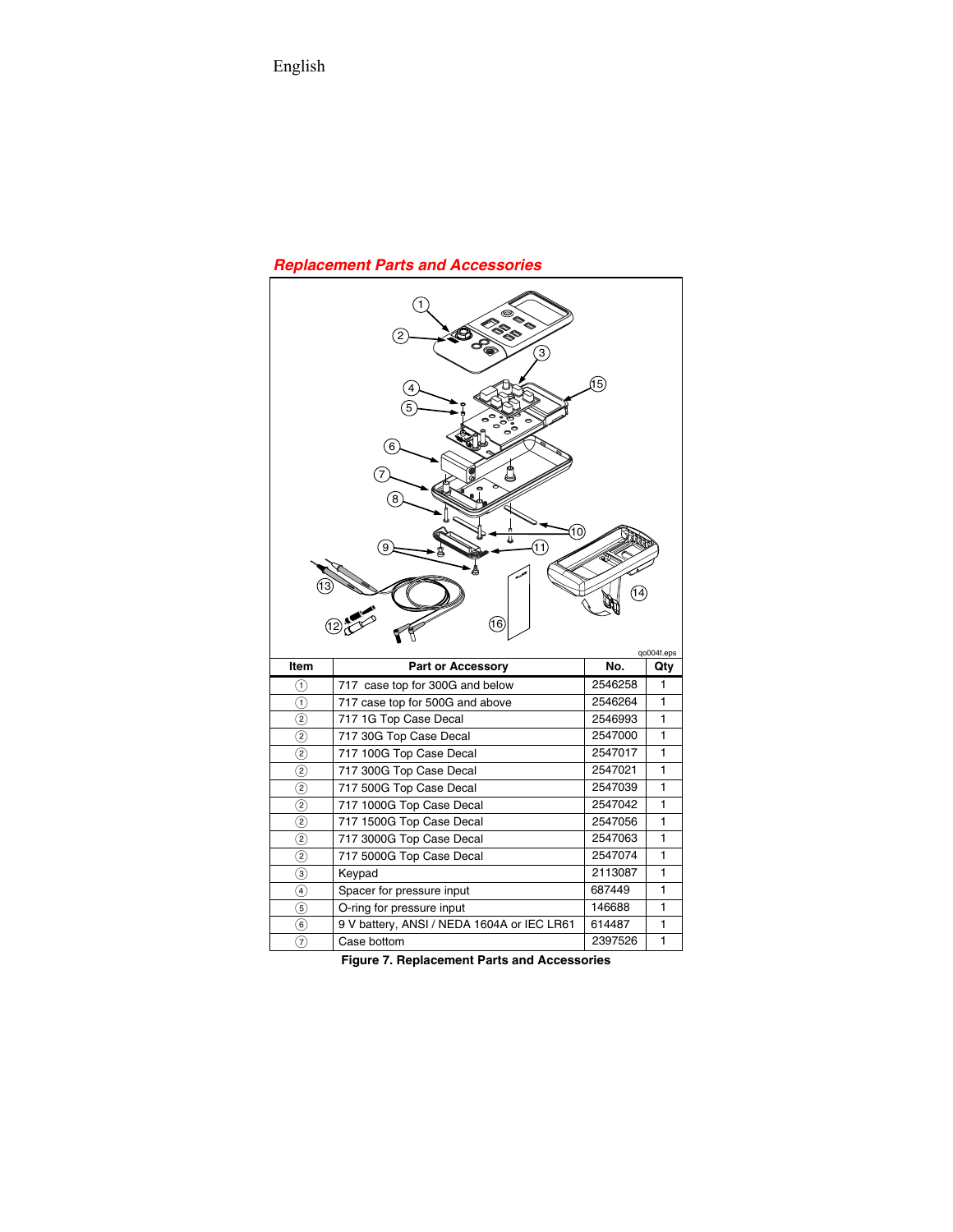## Replacement Parts and Accessories

| Item | Part or Accessory | No. | Qty |
|---|---|---|---|
| ① | 717 case top for 300G and below | 2546258 | 1 |
| ① | 717 case top for 500G and above | 2546264 | 1 |
| ② | 717 1G Top Case Decal | 2546993 | 1 |
| ② | 717 30G Top Case Decal | 2547000 | 1 |
| ② | 717 100G Top Case Decal | 2547017 | 1 |
| ② | 717 300G Top Case Decal | 2547021 | 1 |
| ② | 717 500G Top Case Decal | 2547039 | 1 |
| ② | 717 1000G Top Case Decal | 2547042 | 1 |
| ② | 717 1500G Top Case Decal | 2547056 | 1 |
| ② | 717 3000G Top Case Decal | 2547063 | 1 |
| ② | 717 5000G Top Case Decal | 2547074 | 1 |
| ③ | Keypad | 2113087 | 1 |
| ④ | Spacer for pressure input | 687449 | 1 |
| ⑤ | O-ring for pressure input | 146688 | 1 |
| ⑥ | 9 V battery, ANSI / NEDA 1604A or IEC LR61 | 614487 | 1 |
| ⑦ | Case bottom | 2397526 | 1 |

**Figure 7. Replacement Parts and Accessories**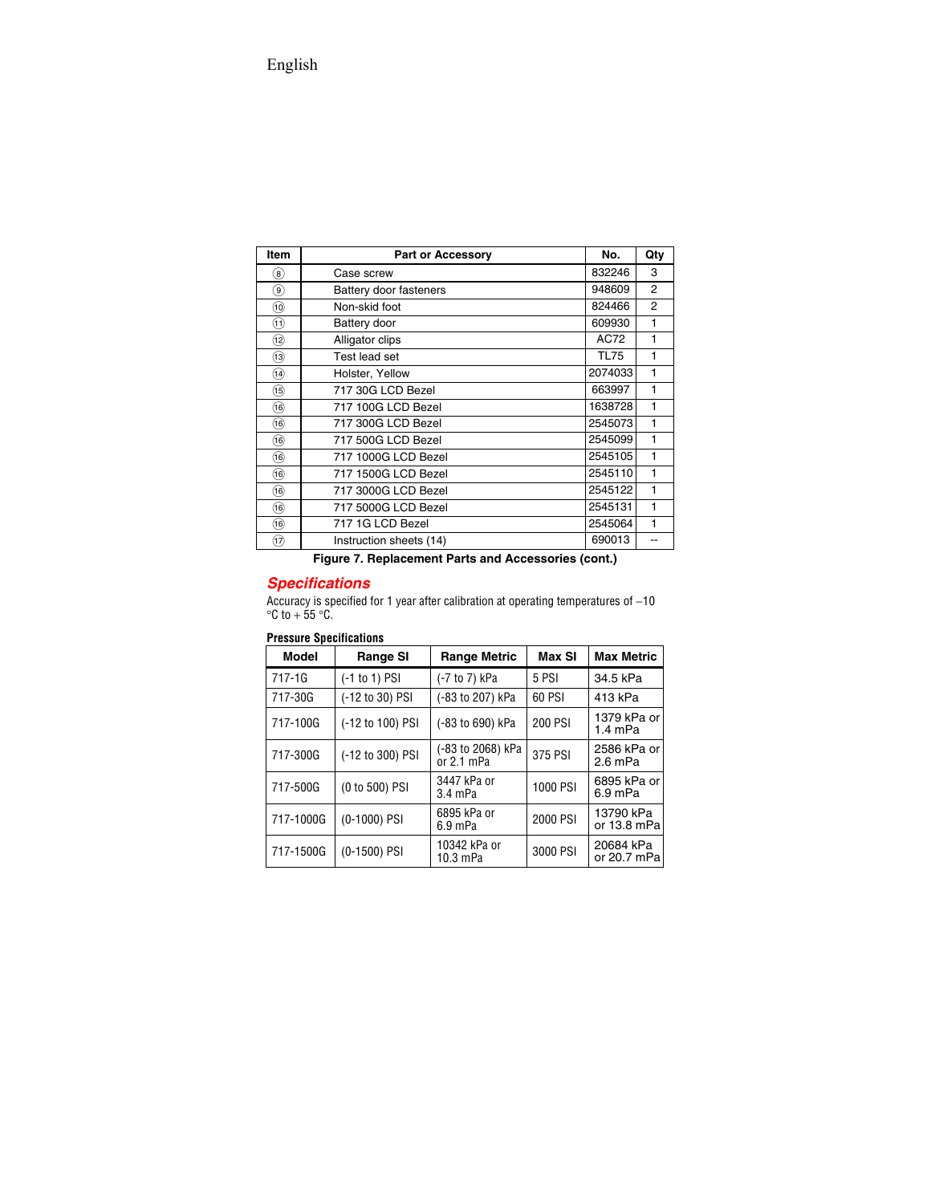| Item | Part or Accessory | No. | Qty |
|---|---|---|---|
| ⑧ | Case screw | 832246 | 3 |
| ⑨ | Battery door fasteners | 948609 | 2 |
| ⑩ | Non-skid foot | 824466 | 2 |
| ⑪ | Battery door | 609930 | 1 |
| ⑫ | Alligator clips | AC72 | 1 |
| ⑬ | Test lead set | TL75 | 1 |
| ⑭ | Holster, Yellow | 2074033 | 1 |
| ⑮ | 717 30G LCD Bezel | 663997 | 1 |
| ⑯ | 717 100G LCD Bezel | 1638728 | 1 |
| ⑯ | 717 300G LCD Bezel | 2545073 | 1 |
| ⑯ | 717 500G LCD Bezel | 2545099 | 1 |
| ⑯ | 717 1000G LCD Bezel | 2545105 | 1 |
| ⑯ | 717 1500G LCD Bezel | 2545110 | 1 |
| ⑯ | 717 3000G LCD Bezel | 2545122 | 1 |
| ⑯ | 717 5000G LCD Bezel | 2545131 | 1 |
| ⑯ | 717 1G LCD Bezel | 2545064 | 1 |
| ⑰ | Instruction sheets (14) | 690013 | -- |

**Figure 7. Replacement Parts and Accessories (cont.)**

## *Specifications*

Accuracy is specified for 1 year after calibration at operating temperatures of –10 °C to + 55 °C.

**Pressure Specifications**

| Model | Range SI | Range Metric | Max SI | Max Metric |
|---|---|---|---|---|
| 717-1G | (-1 to 1) PSI | (-7 to 7) kPa | 5 PSI | 34.5 kPa |
| 717-30G | (-12 to 30) PSI | (-83 to 207) kPa | 60 PSI | 413 kPa |
| 717-100G | (-12 to 100) PSI | (-83 to 690) kPa | 200 PSI | 1379 kPa or 1.4 mPa |
| 717-300G | (-12 to 300) PSI | (-83 to 2068) kPa or 2.1 mPa | 375 PSI | 2586 kPa or 2.6 mPa |
| 717-500G | (0 to 500) PSI | 3447 kPa or 3.4 mPa | 1000 PSI | 6895 kPa or 6.9 mPa |
| 717-1000G | (0-1000) PSI | 6895 kPa or 6.9 mPa | 2000 PSI | 13790 kPa or 13.8 mPa |
| 717-1500G | (0-1500) PSI | 10342 kPa or 10.3 mPa | 3000 PSI | 20684 kPa or 20.7 mPa |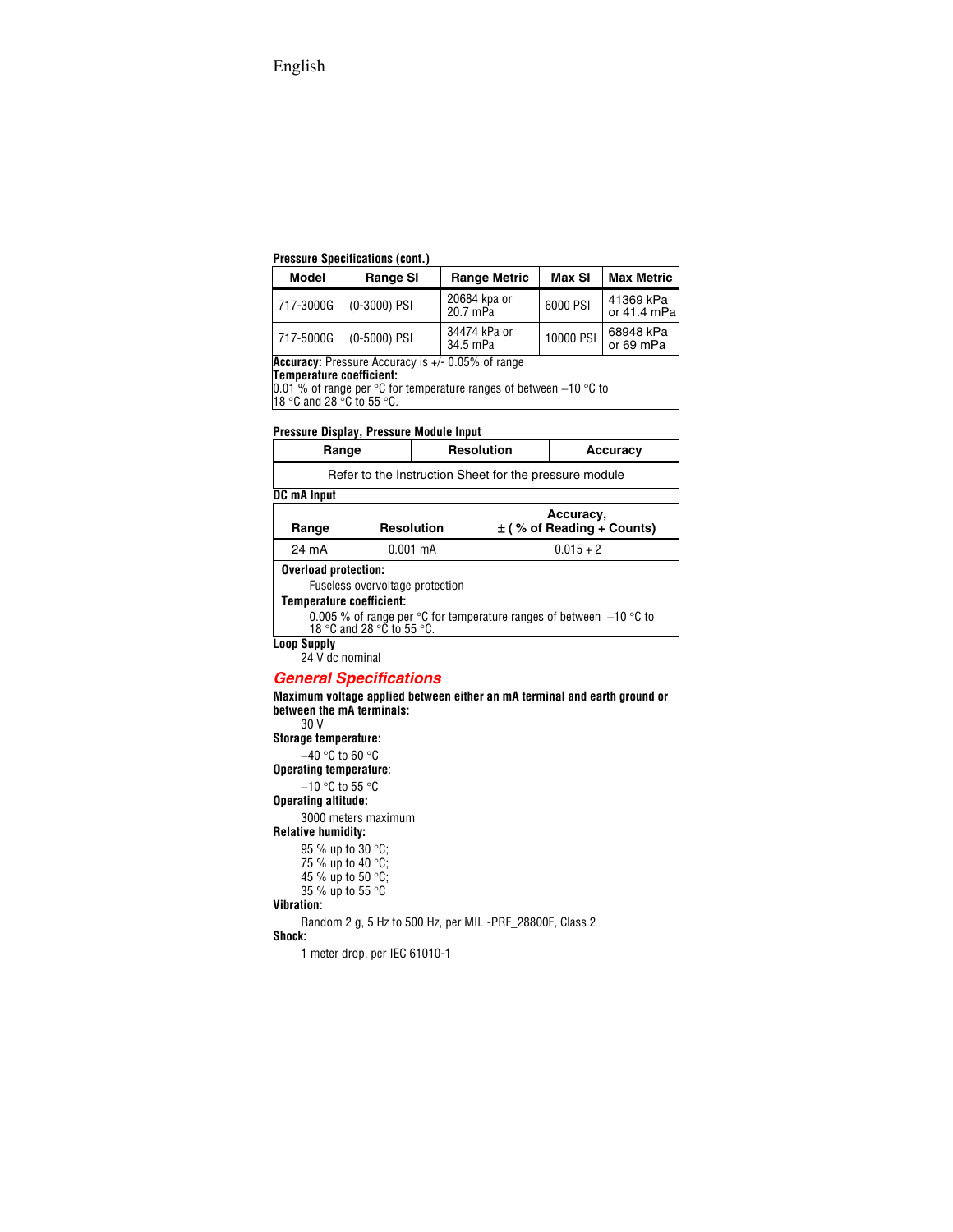**Pressure Specifications (cont.)**

| Model | Range SI | Range Metric | Max SI | Max Metric |
|---|---|---|---|---|
| 717-3000G | (0-3000) PSI | 20684 kpa or 20.7 mPa | 6000 PSI | 41369 kPa or 41.4 mPa |
| 717-5000G | (0-5000) PSI | 34474 kPa or 34.5 mPa | 10000 PSI | 68948 kPa or 69 mPa |

**Accuracy:** Pressure Accuracy is +/- 0.05% of range
**Temperature coefficient:**
0.01 % of range per °C for temperature ranges of between –10 °C to 18 °C and 28 °C to 55 °C.

**Pressure Display, Pressure Module Input**

| Range | Resolution | Accuracy |
|---|---|---|
| Refer to the Instruction Sheet for the pressure module | | |

**DC mA Input**

| Range | Resolution | Accuracy, ± ( % of Reading + Counts) |
|---|---|---|
| 24 mA | 0.001 mA | 0.015 + 2 |

**Overload protection:**
Fuseless overvoltage protection
**Temperature coefficient:**
0.005 % of range per °C for temperature ranges of between –10 °C to 18 °C and 28 °C to 55 °C.

**Loop Supply**
24 V dc nominal

## General Specifications

**Maximum voltage applied between either an mA terminal and earth ground or between the mA terminals:**
30 V

**Storage temperature:**
–40 °C to 60 °C

**Operating temperature**:
–10 °C to 55 °C

**Operating altitude:**
3000 meters maximum

**Relative humidity:**
95 % up to 30 °C;
75 % up to 40 °C;
45 % up to 50 °C;
35 % up to 55 °C

**Vibration:**
Random 2 g, 5 Hz to 500 Hz, per MIL -PRF_28800F, Class 2

**Shock:**
1 meter drop, per IEC 61010-1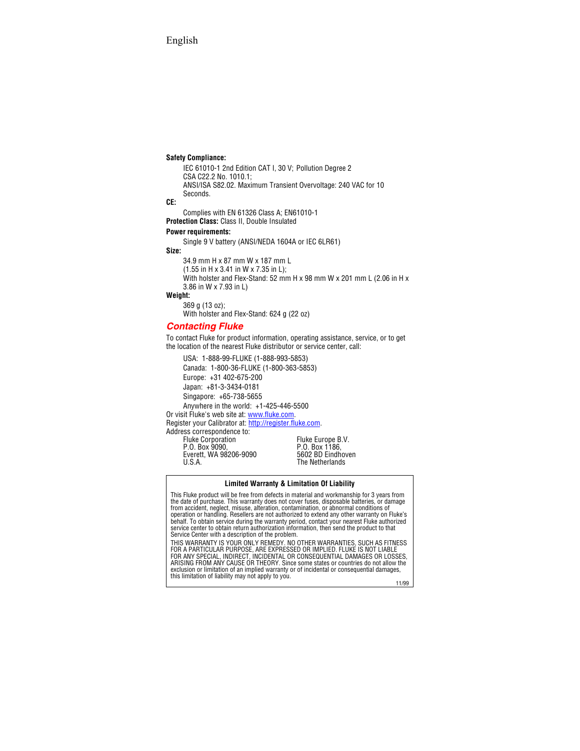**Safety Compliance:**

IEC 61010-1 2nd Edition CAT I, 30 V; Pollution Degree 2
CSA C22.2 No. 1010.1;
ANSI/ISA S82.02. Maximum Transient Overvoltage: 240 VAC for 10 Seconds.

**CE:**

Complies with EN 61326 Class A; EN61010-1

**Protection Class:** Class II, Double Insulated

**Power requirements:**

Single 9 V battery (ANSI/NEDA 1604A or IEC 6LR61)

**Size:**

34.9 mm H x 87 mm W x 187 mm L
(1.55 in H x 3.41 in W x 7.35 in L);
With holster and Flex-Stand: 52 mm H x 98 mm W x 201 mm L (2.06 in H x 3.86 in W x 7.93 in L)

**Weight:**

369 g (13 oz);
With holster and Flex-Stand: 624 g (22 oz)

## *Contacting Fluke*

To contact Fluke for product information, operating assistance, service, or to get the location of the nearest Fluke distributor or service center, call:

USA: 1-888-99-FLUKE (1-888-993-5853)
Canada: 1-800-36-FLUKE (1-800-363-5853)
Europe: +31 402-675-200
Japan: +81-3-3434-0181
Singapore: +65-738-5655
Anywhere in the world: +1-425-446-5500

Or visit Fluke's web site at: www.fluke.com.
Register your Calibrator at: http://register.fluke.com.
Address correspondence to:

Fluke Corporation
P.O. Box 9090,
Everett, WA 98206-9090
U.S.A.

Fluke Europe B.V.
P.O. Box 1186,
5602 BD Eindhoven
The Netherlands

**Limited Warranty & Limitation Of Liability**

This Fluke product will be free from defects in material and workmanship for 3 years from the date of purchase. This warranty does not cover fuses, disposable batteries, or damage from accident, neglect, misuse, alteration, contamination, or abnormal conditions of operation or handling. Resellers are not authorized to extend any other warranty on Fluke's behalf. To obtain service during the warranty period, contact your nearest Fluke authorized service center to obtain return authorization information, then send the product to that Service Center with a description of the problem.

THIS WARRANTY IS YOUR ONLY REMEDY. NO OTHER WARRANTIES, SUCH AS FITNESS FOR A PARTICULAR PURPOSE, ARE EXPRESSED OR IMPLIED. FLUKE IS NOT LIABLE FOR ANY SPECIAL, INDIRECT, INCIDENTAL OR CONSEQUENTIAL DAMAGES OR LOSSES, ARISING FROM ANY CAUSE OR THEORY. Since some states or countries do not allow the exclusion or limitation of an implied warranty or of incidental or consequential damages, this limitation of liability may not apply to you.

11/99